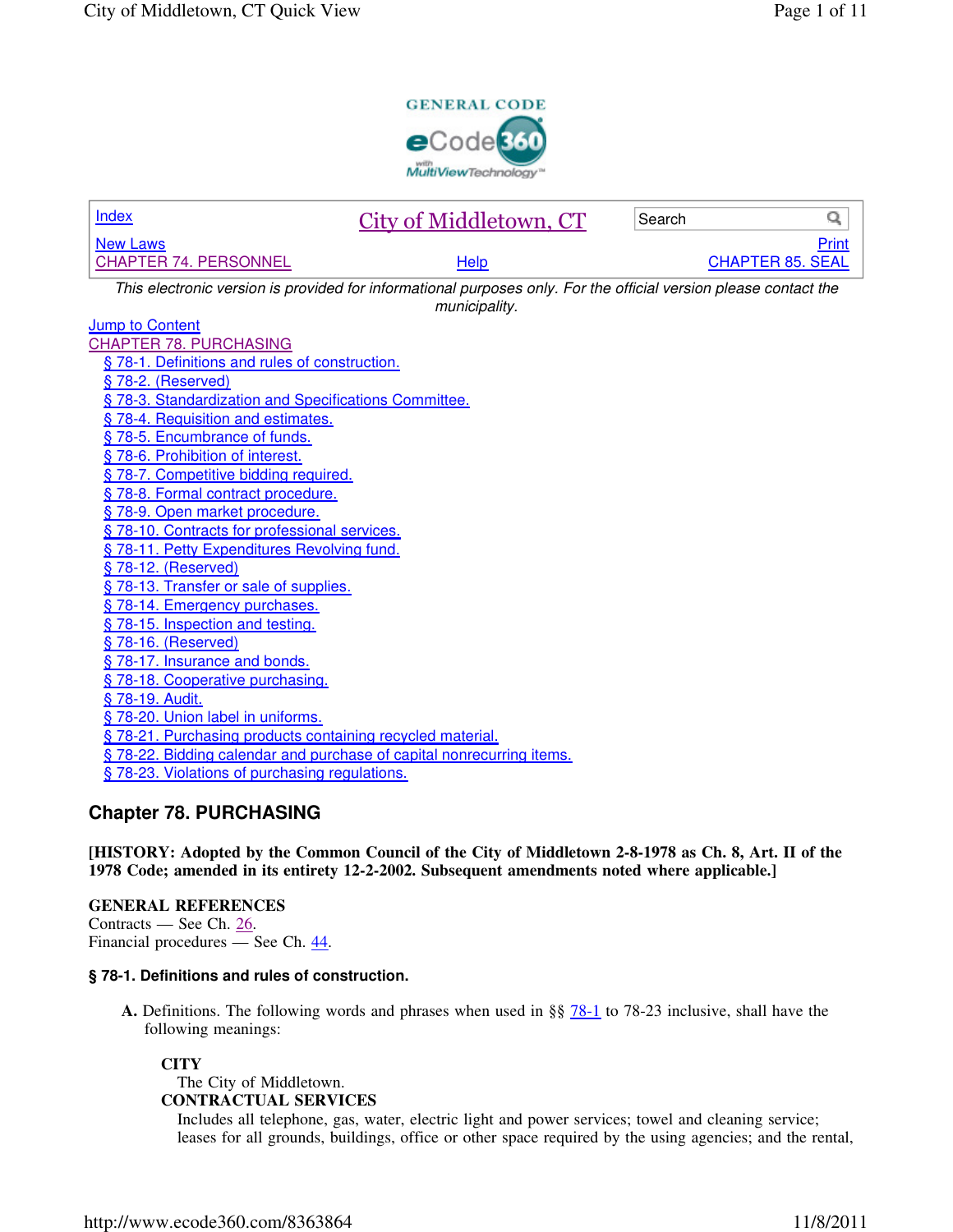Index | City of Middletown, CT | Search

New Laws | | Print

CHAPTER 74. PERSONNEL | Help | CHAPTER 85. SEAL

*This electronic version is provided for informational purposes only. For the official version please contact the municipality.*

Jump to Content

CHAPTER 78. PURCHASING

- § 78-1. Definitions and rules of construction.
- § 78-2. (Reserved)
- § 78-3. Standardization and Specifications Committee.
- § 78-4. Requisition and estimates.
- § 78-5. Encumbrance of funds.
- § 78-6. Prohibition of interest.
- § 78-7. Competitive bidding required.
- § 78-8. Formal contract procedure.
- § 78-9. Open market procedure.
- § 78-10. Contracts for professional services.
- § 78-11. Petty Expenditures Revolving fund.
- § 78-12. (Reserved)
- § 78-13. Transfer or sale of supplies.
- § 78-14. Emergency purchases.
- § 78-15. Inspection and testing.
- § 78-16. (Reserved)
- § 78-17. Insurance and bonds.
- § 78-18. Cooperative purchasing.
- § 78-19. Audit.
- § 78-20. Union label in uniforms.
- § 78-21. Purchasing products containing recycled material.
- § 78-22. Bidding calendar and purchase of capital nonrecurring items.
- § 78-23. Violations of purchasing regulations.

# Chapter 78. PURCHASING

**[HISTORY: Adopted by the Common Council of the City of Middletown 2-8-1978 as Ch. 8, Art. II of the 1978 Code; amended in its entirety 12-2-2002. Subsequent amendments noted where applicable.]**

**GENERAL REFERENCES**

Contracts — See Ch. 26.

Financial procedures — See Ch. 44.

### § 78-1. Definitions and rules of construction.

**A.** Definitions. The following words and phrases when used in §§ 78-1 to 78-23 inclusive, shall have the following meanings:

**CITY**

The City of Middletown.

**CONTRACTUAL SERVICES**

Includes all telephone, gas, water, electric light and power services; towel and cleaning service; leases for all grounds, buildings, office or other space required by the using agencies; and the rental,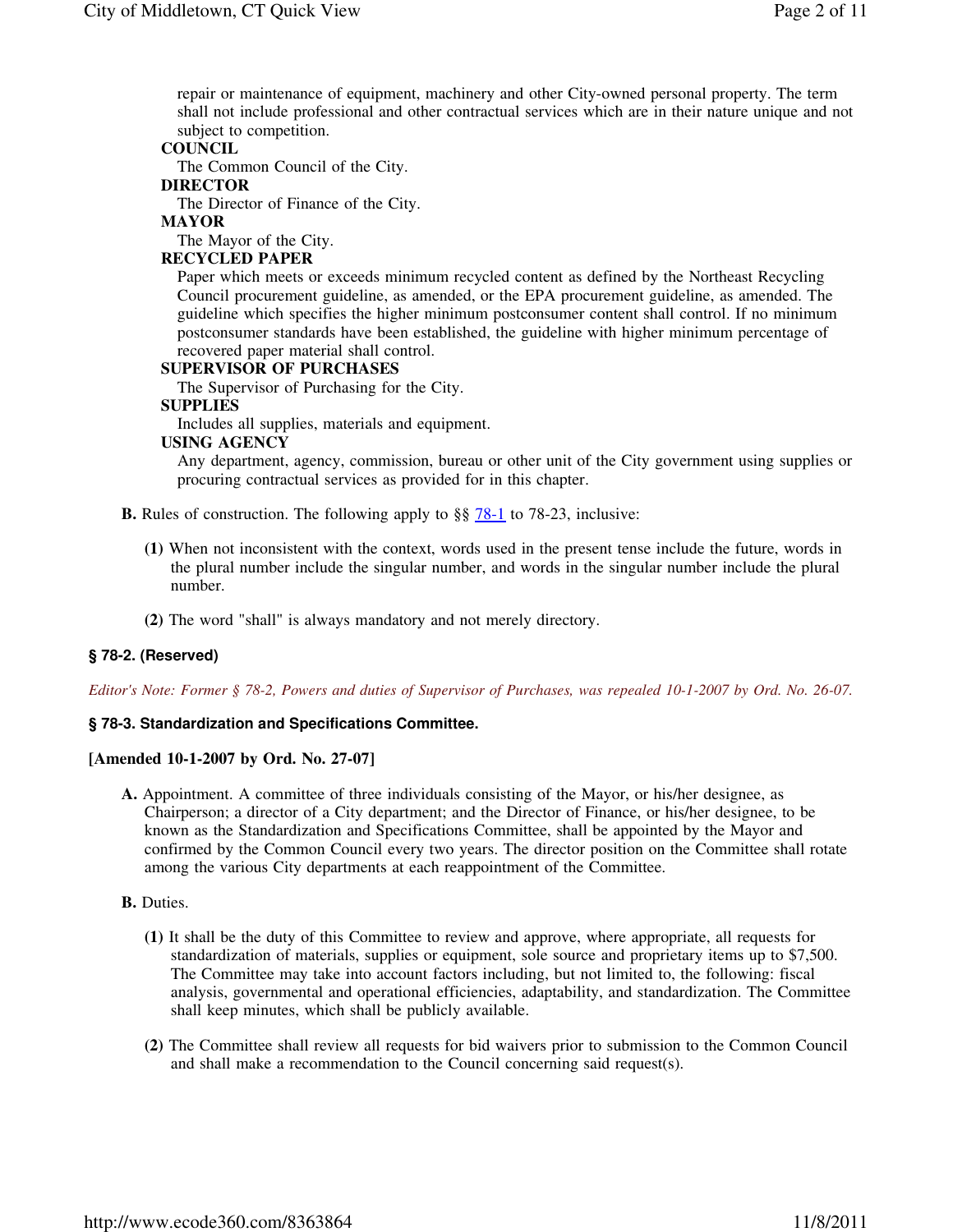repair or maintenance of equipment, machinery and other City-owned personal property. The term shall not include professional and other contractual services which are in their nature unique and not subject to competition.

**COUNCIL**

The Common Council of the City.

**DIRECTOR**

The Director of Finance of the City.

**MAYOR**

The Mayor of the City.

**RECYCLED PAPER**

Paper which meets or exceeds minimum recycled content as defined by the Northeast Recycling Council procurement guideline, as amended, or the EPA procurement guideline, as amended. The guideline which specifies the higher minimum postconsumer content shall control. If no minimum postconsumer standards have been established, the guideline with higher minimum percentage of recovered paper material shall control.

**SUPERVISOR OF PURCHASES**

The Supervisor of Purchasing for the City.

**SUPPLIES**

Includes all supplies, materials and equipment.

**USING AGENCY**

Any department, agency, commission, bureau or other unit of the City government using supplies or procuring contractual services as provided for in this chapter.

**B.** Rules of construction. The following apply to §§ 78-1 to 78-23, inclusive:

**(1)** When not inconsistent with the context, words used in the present tense include the future, words in the plural number include the singular number, and words in the singular number include the plural number.

**(2)** The word "shall" is always mandatory and not merely directory.

### § 78-2. (Reserved)

*Editor's Note: Former § 78-2, Powers and duties of Supervisor of Purchases, was repealed 10-1-2007 by Ord. No. 26-07.*

### § 78-3. Standardization and Specifications Committee.

**[Amended 10-1-2007 by Ord. No. 27-07]**

**A.** Appointment. A committee of three individuals consisting of the Mayor, or his/her designee, as Chairperson; a director of a City department; and the Director of Finance, or his/her designee, to be known as the Standardization and Specifications Committee, shall be appointed by the Mayor and confirmed by the Common Council every two years. The director position on the Committee shall rotate among the various City departments at each reappointment of the Committee.

**B.** Duties.

**(1)** It shall be the duty of this Committee to review and approve, where appropriate, all requests for standardization of materials, supplies or equipment, sole source and proprietary items up to $7,500. The Committee may take into account factors including, but not limited to, the following: fiscal analysis, governmental and operational efficiencies, adaptability, and standardization. The Committee shall keep minutes, which shall be publicly available.

**(2)** The Committee shall review all requests for bid waivers prior to submission to the Common Council and shall make a recommendation to the Council concerning said request(s).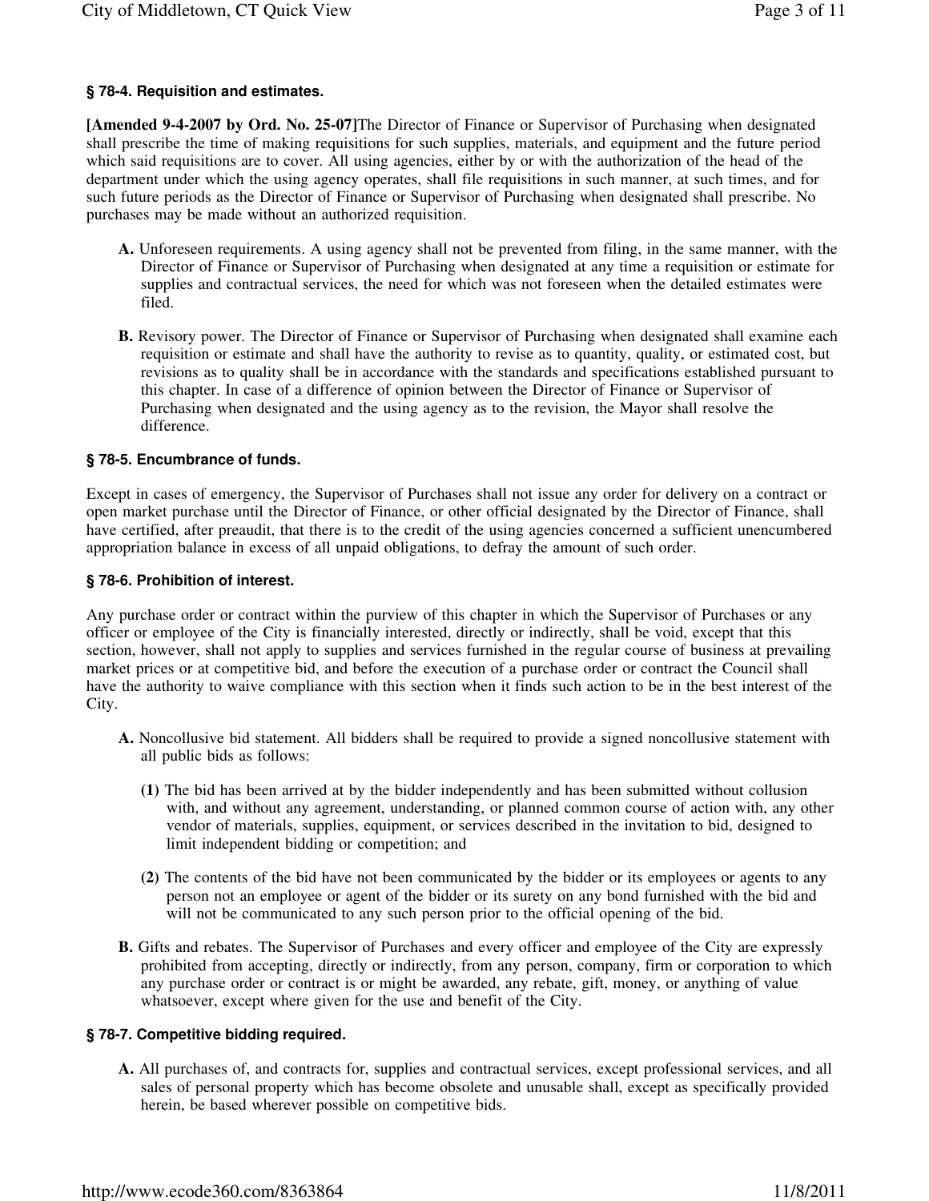### § 78-4. Requisition and estimates.

**[Amended 9-4-2007 by Ord. No. 25-07]**The Director of Finance or Supervisor of Purchasing when designated shall prescribe the time of making requisitions for such supplies, materials, and equipment and the future period which said requisitions are to cover. All using agencies, either by or with the authorization of the head of the department under which the using agency operates, shall file requisitions in such manner, at such times, and for such future periods as the Director of Finance or Supervisor of Purchasing when designated shall prescribe. No purchases may be made without an authorized requisition.

- **A.** Unforeseen requirements. A using agency shall not be prevented from filing, in the same manner, with the Director of Finance or Supervisor of Purchasing when designated at any time a requisition or estimate for supplies and contractual services, the need for which was not foreseen when the detailed estimates were filed.
- **B.** Revisory power. The Director of Finance or Supervisor of Purchasing when designated shall examine each requisition or estimate and shall have the authority to revise as to quantity, quality, or estimated cost, but revisions as to quality shall be in accordance with the standards and specifications established pursuant to this chapter. In case of a difference of opinion between the Director of Finance or Supervisor of Purchasing when designated and the using agency as to the revision, the Mayor shall resolve the difference.

### § 78-5. Encumbrance of funds.

Except in cases of emergency, the Supervisor of Purchases shall not issue any order for delivery on a contract or open market purchase until the Director of Finance, or other official designated by the Director of Finance, shall have certified, after preaudit, that there is to the credit of the using agencies concerned a sufficient unencumbered appropriation balance in excess of all unpaid obligations, to defray the amount of such order.

### § 78-6. Prohibition of interest.

Any purchase order or contract within the purview of this chapter in which the Supervisor of Purchases or any officer or employee of the City is financially interested, directly or indirectly, shall be void, except that this section, however, shall not apply to supplies and services furnished in the regular course of business at prevailing market prices or at competitive bid, and before the execution of a purchase order or contract the Council shall have the authority to waive compliance with this section when it finds such action to be in the best interest of the City.

- **A.** Noncollusive bid statement. All bidders shall be required to provide a signed noncollusive statement with all public bids as follows:
  - **(1)** The bid has been arrived at by the bidder independently and has been submitted without collusion with, and without any agreement, understanding, or planned common course of action with, any other vendor of materials, supplies, equipment, or services described in the invitation to bid, designed to limit independent bidding or competition; and
  - **(2)** The contents of the bid have not been communicated by the bidder or its employees or agents to any person not an employee or agent of the bidder or its surety on any bond furnished with the bid and will not be communicated to any such person prior to the official opening of the bid.
- **B.** Gifts and rebates. The Supervisor of Purchases and every officer and employee of the City are expressly prohibited from accepting, directly or indirectly, from any person, company, firm or corporation to which any purchase order or contract is or might be awarded, any rebate, gift, money, or anything of value whatsoever, except where given for the use and benefit of the City.

### § 78-7. Competitive bidding required.

- **A.** All purchases of, and contracts for, supplies and contractual services, except professional services, and all sales of personal property which has become obsolete and unusable shall, except as specifically provided herein, be based wherever possible on competitive bids.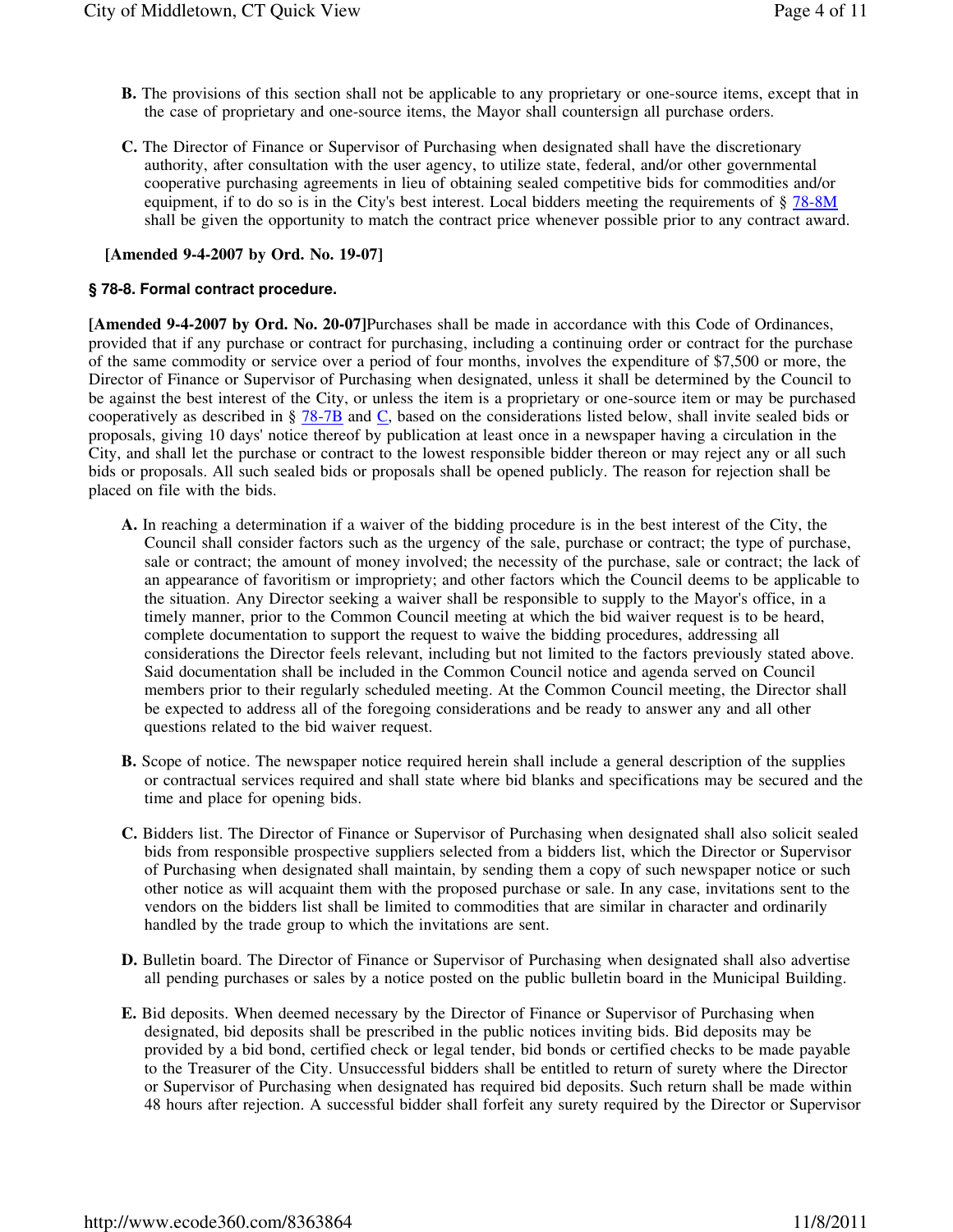**B.** The provisions of this section shall not be applicable to any proprietary or one-source items, except that in the case of proprietary and one-source items, the Mayor shall countersign all purchase orders.

**C.** The Director of Finance or Supervisor of Purchasing when designated shall have the discretionary authority, after consultation with the user agency, to utilize state, federal, and/or other governmental cooperative purchasing agreements in lieu of obtaining sealed competitive bids for commodities and/or equipment, if to do so is in the City's best interest. Local bidders meeting the requirements of § 78-8M shall be given the opportunity to match the contract price whenever possible prior to any contract award.

**[Amended 9-4-2007 by Ord. No. 19-07]**

### § 78-8. Formal contract procedure.

**[Amended 9-4-2007 by Ord. No. 20-07]**Purchases shall be made in accordance with this Code of Ordinances, provided that if any purchase or contract for purchasing, including a continuing order or contract for the purchase of the same commodity or service over a period of four months, involves the expenditure of $7,500 or more, the Director of Finance or Supervisor of Purchasing when designated, unless it shall be determined by the Council to be against the best interest of the City, or unless the item is a proprietary or one-source item or may be purchased cooperatively as described in § 78-7B and C, based on the considerations listed below, shall invite sealed bids or proposals, giving 10 days' notice thereof by publication at least once in a newspaper having a circulation in the City, and shall let the purchase or contract to the lowest responsible bidder thereon or may reject any or all such bids or proposals. All such sealed bids or proposals shall be opened publicly. The reason for rejection shall be placed on file with the bids.

**A.** In reaching a determination if a waiver of the bidding procedure is in the best interest of the City, the Council shall consider factors such as the urgency of the sale, purchase or contract; the type of purchase, sale or contract; the amount of money involved; the necessity of the purchase, sale or contract; the lack of an appearance of favoritism or impropriety; and other factors which the Council deems to be applicable to the situation. Any Director seeking a waiver shall be responsible to supply to the Mayor's office, in a timely manner, prior to the Common Council meeting at which the bid waiver request is to be heard, complete documentation to support the request to waive the bidding procedures, addressing all considerations the Director feels relevant, including but not limited to the factors previously stated above. Said documentation shall be included in the Common Council notice and agenda served on Council members prior to their regularly scheduled meeting. At the Common Council meeting, the Director shall be expected to address all of the foregoing considerations and be ready to answer any and all other questions related to the bid waiver request.

**B.** Scope of notice. The newspaper notice required herein shall include a general description of the supplies or contractual services required and shall state where bid blanks and specifications may be secured and the time and place for opening bids.

**C.** Bidders list. The Director of Finance or Supervisor of Purchasing when designated shall also solicit sealed bids from responsible prospective suppliers selected from a bidders list, which the Director or Supervisor of Purchasing when designated shall maintain, by sending them a copy of such newspaper notice or such other notice as will acquaint them with the proposed purchase or sale. In any case, invitations sent to the vendors on the bidders list shall be limited to commodities that are similar in character and ordinarily handled by the trade group to which the invitations are sent.

**D.** Bulletin board. The Director of Finance or Supervisor of Purchasing when designated shall also advertise all pending purchases or sales by a notice posted on the public bulletin board in the Municipal Building.

**E.** Bid deposits. When deemed necessary by the Director of Finance or Supervisor of Purchasing when designated, bid deposits shall be prescribed in the public notices inviting bids. Bid deposits may be provided by a bid bond, certified check or legal tender, bid bonds or certified checks to be made payable to the Treasurer of the City. Unsuccessful bidders shall be entitled to return of surety where the Director or Supervisor of Purchasing when designated has required bid deposits. Such return shall be made within 48 hours after rejection. A successful bidder shall forfeit any surety required by the Director or Supervisor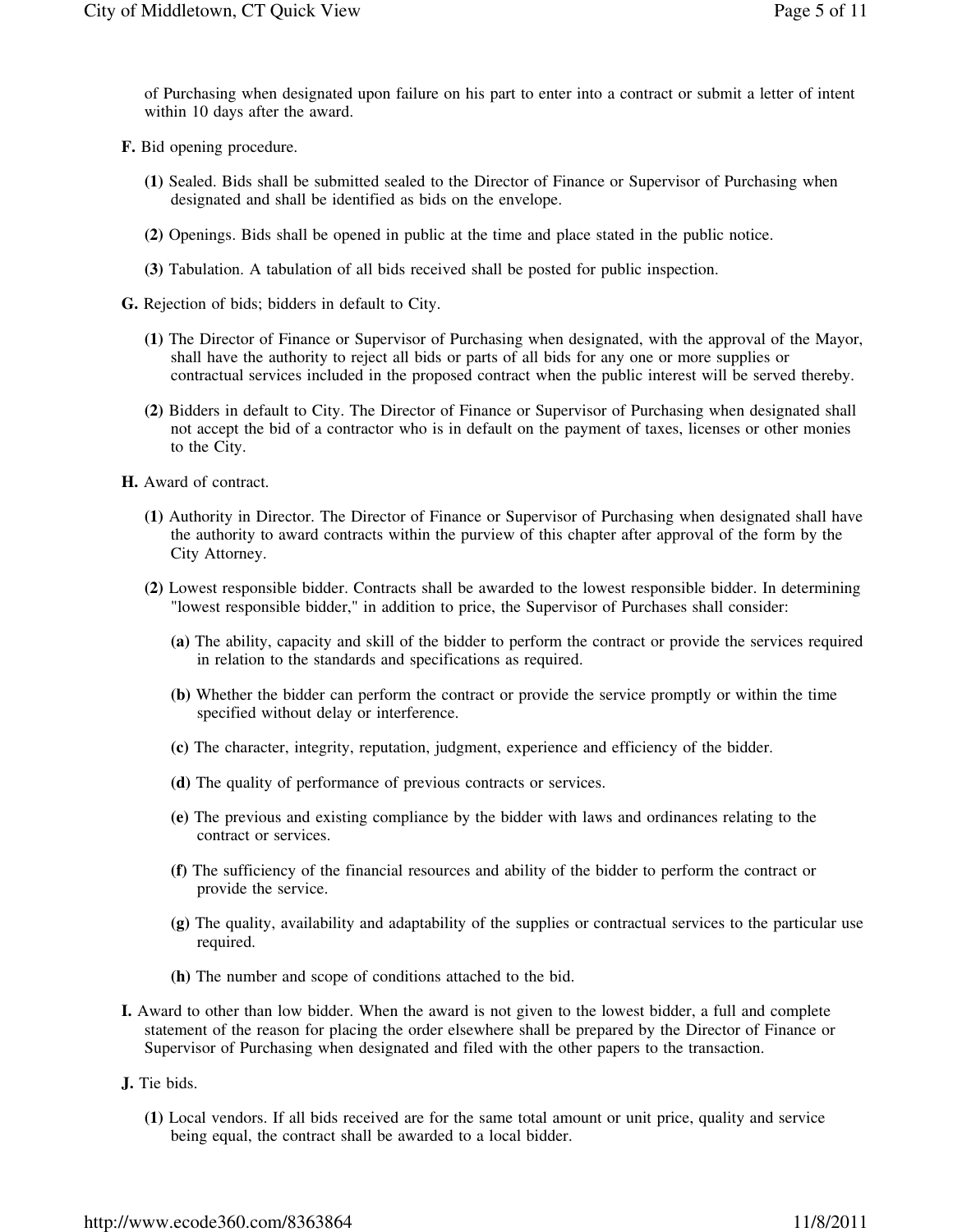of Purchasing when designated upon failure on his part to enter into a contract or submit a letter of intent within 10 days after the award.

**F.** Bid opening procedure.

- **(1)** Sealed. Bids shall be submitted sealed to the Director of Finance or Supervisor of Purchasing when designated and shall be identified as bids on the envelope.
- **(2)** Openings. Bids shall be opened in public at the time and place stated in the public notice.
- **(3)** Tabulation. A tabulation of all bids received shall be posted for public inspection.

**G.** Rejection of bids; bidders in default to City.

- **(1)** The Director of Finance or Supervisor of Purchasing when designated, with the approval of the Mayor, shall have the authority to reject all bids or parts of all bids for any one or more supplies or contractual services included in the proposed contract when the public interest will be served thereby.
- **(2)** Bidders in default to City. The Director of Finance or Supervisor of Purchasing when designated shall not accept the bid of a contractor who is in default on the payment of taxes, licenses or other monies to the City.

**H.** Award of contract.

- **(1)** Authority in Director. The Director of Finance or Supervisor of Purchasing when designated shall have the authority to award contracts within the purview of this chapter after approval of the form by the City Attorney.
- **(2)** Lowest responsible bidder. Contracts shall be awarded to the lowest responsible bidder. In determining "lowest responsible bidder," in addition to price, the Supervisor of Purchases shall consider:
  - **(a)** The ability, capacity and skill of the bidder to perform the contract or provide the services required in relation to the standards and specifications as required.
  - **(b)** Whether the bidder can perform the contract or provide the service promptly or within the time specified without delay or interference.
  - **(c)** The character, integrity, reputation, judgment, experience and efficiency of the bidder.
  - **(d)** The quality of performance of previous contracts or services.
  - **(e)** The previous and existing compliance by the bidder with laws and ordinances relating to the contract or services.
  - **(f)** The sufficiency of the financial resources and ability of the bidder to perform the contract or provide the service.
  - **(g)** The quality, availability and adaptability of the supplies or contractual services to the particular use required.
  - **(h)** The number and scope of conditions attached to the bid.

**I.** Award to other than low bidder. When the award is not given to the lowest bidder, a full and complete statement of the reason for placing the order elsewhere shall be prepared by the Director of Finance or Supervisor of Purchasing when designated and filed with the other papers to the transaction.

**J.** Tie bids.

- **(1)** Local vendors. If all bids received are for the same total amount or unit price, quality and service being equal, the contract shall be awarded to a local bidder.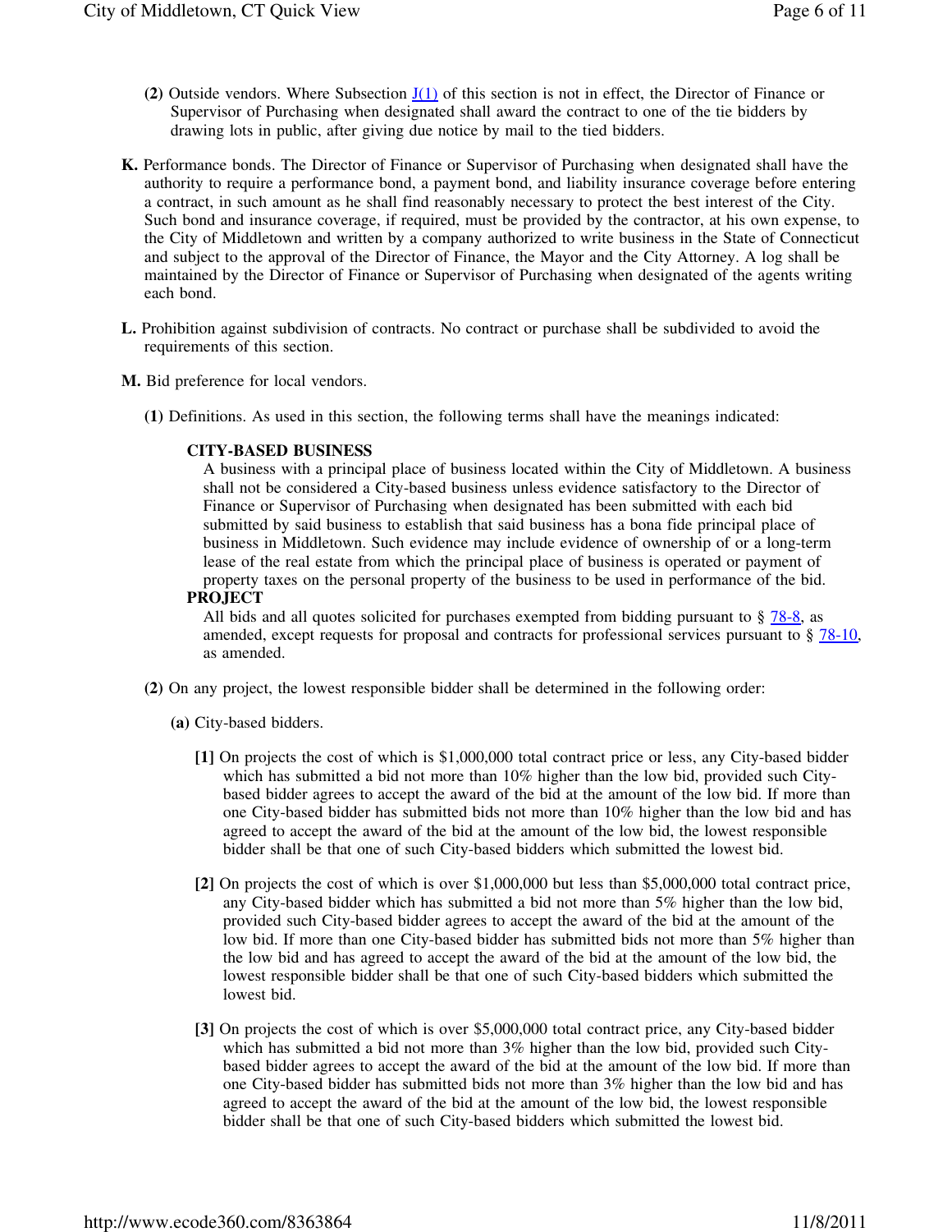**(2)** Outside vendors. Where Subsection J(1) of this section is not in effect, the Director of Finance or Supervisor of Purchasing when designated shall award the contract to one of the tie bidders by drawing lots in public, after giving due notice by mail to the tied bidders.

**K.** Performance bonds. The Director of Finance or Supervisor of Purchasing when designated shall have the authority to require a performance bond, a payment bond, and liability insurance coverage before entering a contract, in such amount as he shall find reasonably necessary to protect the best interest of the City. Such bond and insurance coverage, if required, must be provided by the contractor, at his own expense, to the City of Middletown and written by a company authorized to write business in the State of Connecticut and subject to the approval of the Director of Finance, the Mayor and the City Attorney. A log shall be maintained by the Director of Finance or Supervisor of Purchasing when designated of the agents writing each bond.

**L.** Prohibition against subdivision of contracts. No contract or purchase shall be subdivided to avoid the requirements of this section.

**M.** Bid preference for local vendors.

**(1)** Definitions. As used in this section, the following terms shall have the meanings indicated:

**CITY-BASED BUSINESS**

A business with a principal place of business located within the City of Middletown. A business shall not be considered a City-based business unless evidence satisfactory to the Director of Finance or Supervisor of Purchasing when designated has been submitted with each bid submitted by said business to establish that said business has a bona fide principal place of business in Middletown. Such evidence may include evidence of ownership of or a long-term lease of the real estate from which the principal place of business is operated or payment of property taxes on the personal property of the business to be used in performance of the bid.

**PROJECT**

All bids and all quotes solicited for purchases exempted from bidding pursuant to § 78-8, as amended, except requests for proposal and contracts for professional services pursuant to § 78-10, as amended.

**(2)** On any project, the lowest responsible bidder shall be determined in the following order:

**(a)** City-based bidders.

**[1]** On projects the cost of which is $1,000,000 total contract price or less, any City-based bidder which has submitted a bid not more than 10% higher than the low bid, provided such City-based bidder agrees to accept the award of the bid at the amount of the low bid. If more than one City-based bidder has submitted bids not more than 10% higher than the low bid and has agreed to accept the award of the bid at the amount of the low bid, the lowest responsible bidder shall be that one of such City-based bidders which submitted the lowest bid.

**[2]** On projects the cost of which is over $1,000,000 but less than $5,000,000 total contract price, any City-based bidder which has submitted a bid not more than 5% higher than the low bid, provided such City-based bidder agrees to accept the award of the bid at the amount of the low bid. If more than one City-based bidder has submitted bids not more than 5% higher than the low bid and has agreed to accept the award of the bid at the amount of the low bid, the lowest responsible bidder shall be that one of such City-based bidders which submitted the lowest bid.

**[3]** On projects the cost of which is over $5,000,000 total contract price, any City-based bidder which has submitted a bid not more than 3% higher than the low bid, provided such City-based bidder agrees to accept the award of the bid at the amount of the low bid. If more than one City-based bidder has submitted bids not more than 3% higher than the low bid and has agreed to accept the award of the bid at the amount of the low bid, the lowest responsible bidder shall be that one of such City-based bidders which submitted the lowest bid.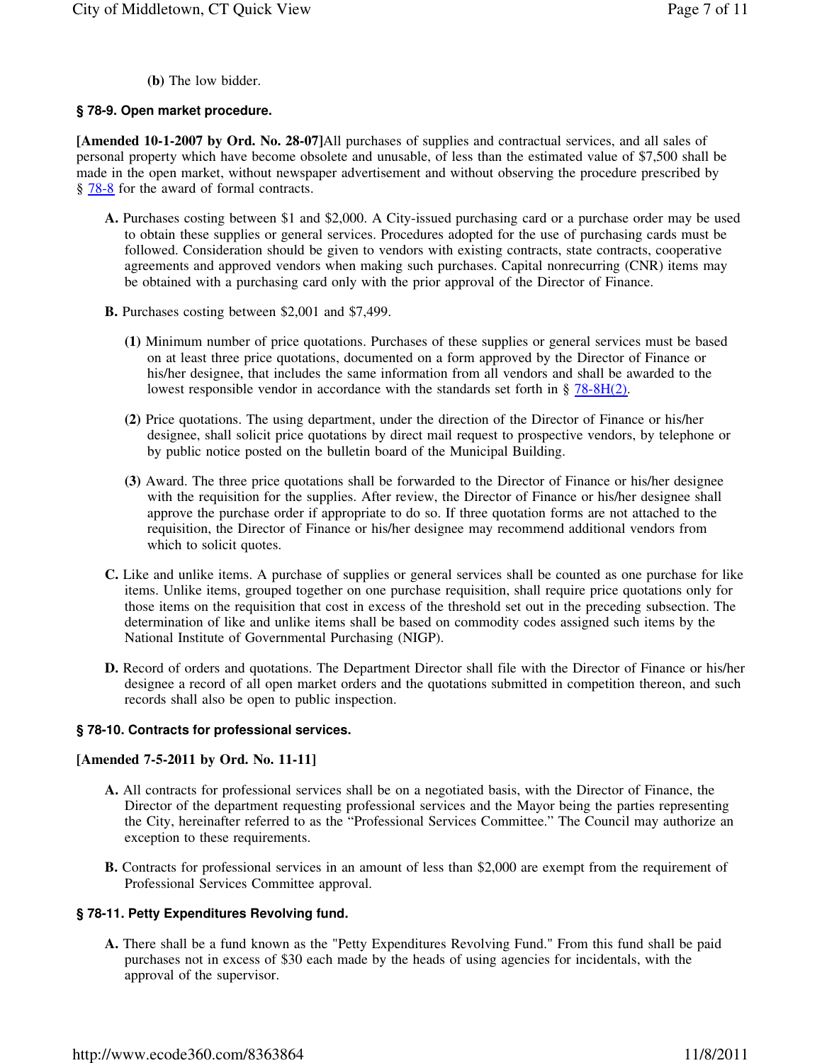**(b)** The low bidder.

### § 78-9. Open market procedure.

**[Amended 10-1-2007 by Ord. No. 28-07]**All purchases of supplies and contractual services, and all sales of personal property which have become obsolete and unusable, of less than the estimated value of $7,500 shall be made in the open market, without newspaper advertisement and without observing the procedure prescribed by § 78-8 for the award of formal contracts.

**A.** Purchases costing between $1 and $2,000. A City-issued purchasing card or a purchase order may be used to obtain these supplies or general services. Procedures adopted for the use of purchasing cards must be followed. Consideration should be given to vendors with existing contracts, state contracts, cooperative agreements and approved vendors when making such purchases. Capital nonrecurring (CNR) items may be obtained with a purchasing card only with the prior approval of the Director of Finance.

**B.** Purchases costing between $2,001 and $7,499.

**(1)** Minimum number of price quotations. Purchases of these supplies or general services must be based on at least three price quotations, documented on a form approved by the Director of Finance or his/her designee, that includes the same information from all vendors and shall be awarded to the lowest responsible vendor in accordance with the standards set forth in § 78-8H(2).

**(2)** Price quotations. The using department, under the direction of the Director of Finance or his/her designee, shall solicit price quotations by direct mail request to prospective vendors, by telephone or by public notice posted on the bulletin board of the Municipal Building.

**(3)** Award. The three price quotations shall be forwarded to the Director of Finance or his/her designee with the requisition for the supplies. After review, the Director of Finance or his/her designee shall approve the purchase order if appropriate to do so. If three quotation forms are not attached to the requisition, the Director of Finance or his/her designee may recommend additional vendors from which to solicit quotes.

**C.** Like and unlike items. A purchase of supplies or general services shall be counted as one purchase for like items. Unlike items, grouped together on one purchase requisition, shall require price quotations only for those items on the requisition that cost in excess of the threshold set out in the preceding subsection. The determination of like and unlike items shall be based on commodity codes assigned such items by the National Institute of Governmental Purchasing (NIGP).

**D.** Record of orders and quotations. The Department Director shall file with the Director of Finance or his/her designee a record of all open market orders and the quotations submitted in competition thereon, and such records shall also be open to public inspection.

### § 78-10. Contracts for professional services.

**[Amended 7-5-2011 by Ord. No. 11-11]**

**A.** All contracts for professional services shall be on a negotiated basis, with the Director of Finance, the Director of the department requesting professional services and the Mayor being the parties representing the City, hereinafter referred to as the "Professional Services Committee." The Council may authorize an exception to these requirements.

**B.** Contracts for professional services in an amount of less than $2,000 are exempt from the requirement of Professional Services Committee approval.

### § 78-11. Petty Expenditures Revolving fund.

**A.** There shall be a fund known as the "Petty Expenditures Revolving Fund." From this fund shall be paid purchases not in excess of $30 each made by the heads of using agencies for incidentals, with the approval of the supervisor.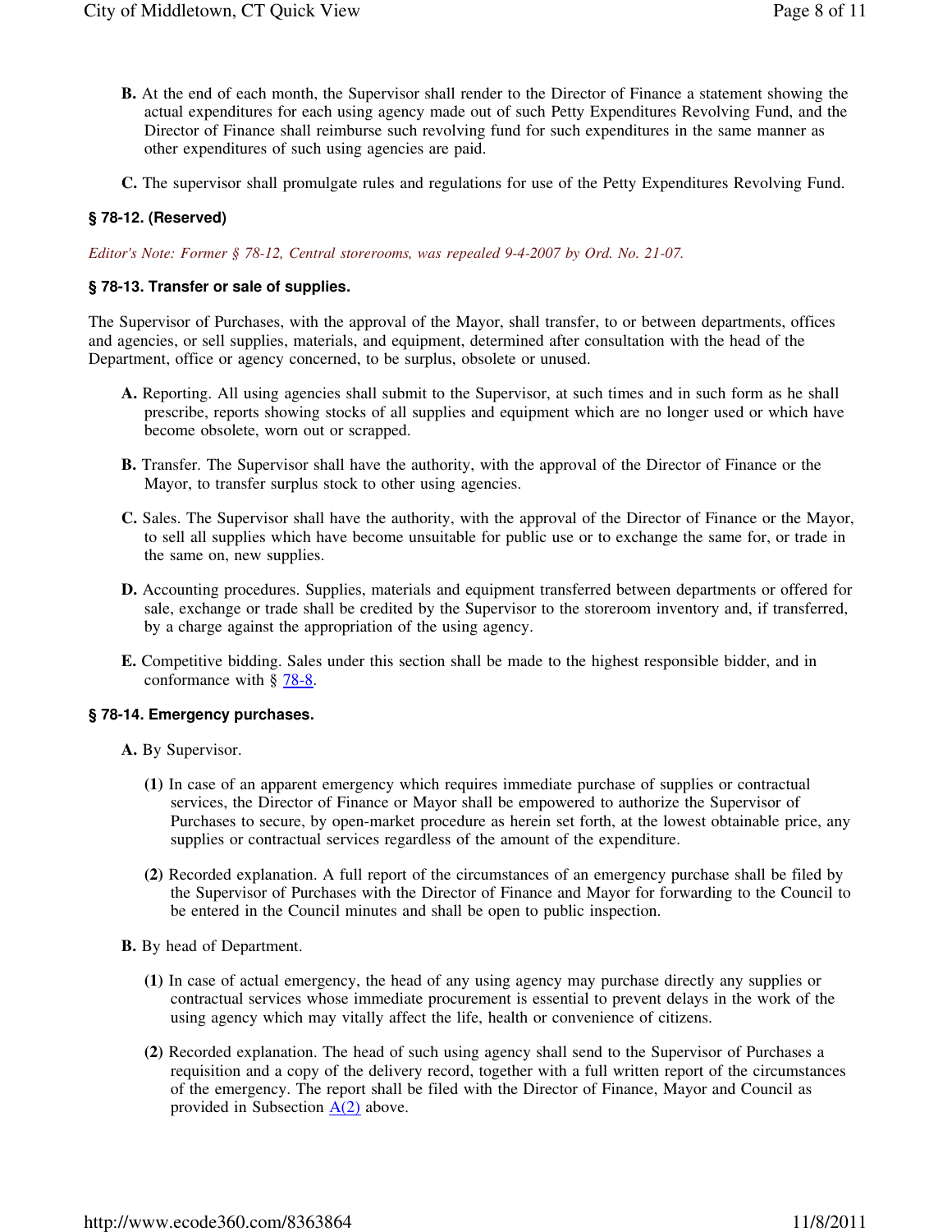**B.** At the end of each month, the Supervisor shall render to the Director of Finance a statement showing the actual expenditures for each using agency made out of such Petty Expenditures Revolving Fund, and the Director of Finance shall reimburse such revolving fund for such expenditures in the same manner as other expenditures of such using agencies are paid.

**C.** The supervisor shall promulgate rules and regulations for use of the Petty Expenditures Revolving Fund.

#### § 78-12. (Reserved)

*Editor's Note: Former § 78-12, Central storerooms, was repealed 9-4-2007 by Ord. No. 21-07.*

#### § 78-13. Transfer or sale of supplies.

The Supervisor of Purchases, with the approval of the Mayor, shall transfer, to or between departments, offices and agencies, or sell supplies, materials, and equipment, determined after consultation with the head of the Department, office or agency concerned, to be surplus, obsolete or unused.

**A.** Reporting. All using agencies shall submit to the Supervisor, at such times and in such form as he shall prescribe, reports showing stocks of all supplies and equipment which are no longer used or which have become obsolete, worn out or scrapped.

**B.** Transfer. The Supervisor shall have the authority, with the approval of the Director of Finance or the Mayor, to transfer surplus stock to other using agencies.

**C.** Sales. The Supervisor shall have the authority, with the approval of the Director of Finance or the Mayor, to sell all supplies which have become unsuitable for public use or to exchange the same for, or trade in the same on, new supplies.

**D.** Accounting procedures. Supplies, materials and equipment transferred between departments or offered for sale, exchange or trade shall be credited by the Supervisor to the storeroom inventory and, if transferred, by a charge against the appropriation of the using agency.

**E.** Competitive bidding. Sales under this section shall be made to the highest responsible bidder, and in conformance with § 78-8.

#### § 78-14. Emergency purchases.

**A.** By Supervisor.

**(1)** In case of an apparent emergency which requires immediate purchase of supplies or contractual services, the Director of Finance or Mayor shall be empowered to authorize the Supervisor of Purchases to secure, by open-market procedure as herein set forth, at the lowest obtainable price, any supplies or contractual services regardless of the amount of the expenditure.

**(2)** Recorded explanation. A full report of the circumstances of an emergency purchase shall be filed by the Supervisor of Purchases with the Director of Finance and Mayor for forwarding to the Council to be entered in the Council minutes and shall be open to public inspection.

**B.** By head of Department.

**(1)** In case of actual emergency, the head of any using agency may purchase directly any supplies or contractual services whose immediate procurement is essential to prevent delays in the work of the using agency which may vitally affect the life, health or convenience of citizens.

**(2)** Recorded explanation. The head of such using agency shall send to the Supervisor of Purchases a requisition and a copy of the delivery record, together with a full written report of the circumstances of the emergency. The report shall be filed with the Director of Finance, Mayor and Council as provided in Subsection A(2) above.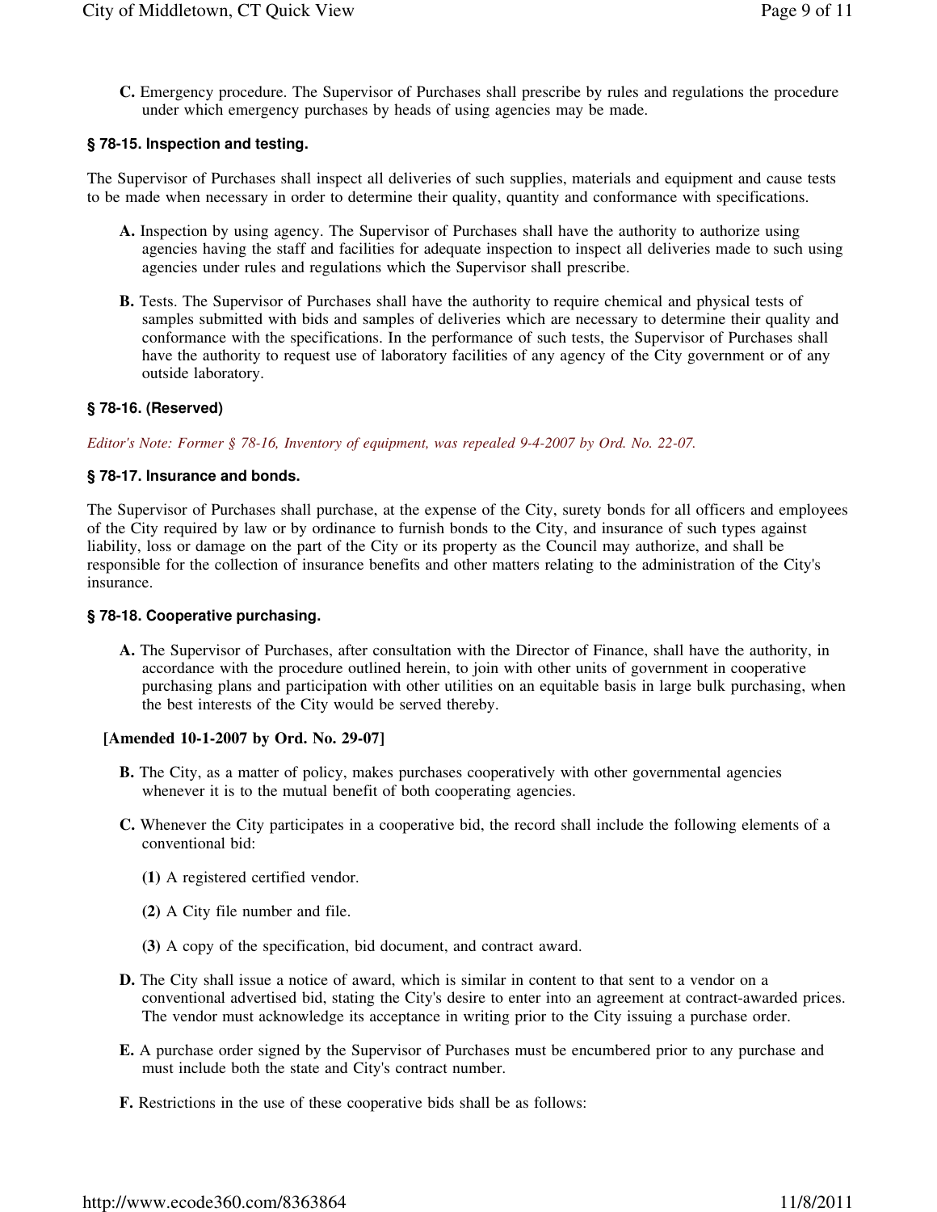**C.** Emergency procedure. The Supervisor of Purchases shall prescribe by rules and regulations the procedure under which emergency purchases by heads of using agencies may be made.

### § 78-15. Inspection and testing.

The Supervisor of Purchases shall inspect all deliveries of such supplies, materials and equipment and cause tests to be made when necessary in order to determine their quality, quantity and conformance with specifications.

**A.** Inspection by using agency. The Supervisor of Purchases shall have the authority to authorize using agencies having the staff and facilities for adequate inspection to inspect all deliveries made to such using agencies under rules and regulations which the Supervisor shall prescribe.

**B.** Tests. The Supervisor of Purchases shall have the authority to require chemical and physical tests of samples submitted with bids and samples of deliveries which are necessary to determine their quality and conformance with the specifications. In the performance of such tests, the Supervisor of Purchases shall have the authority to request use of laboratory facilities of any agency of the City government or of any outside laboratory.

### § 78-16. (Reserved)

*Editor's Note: Former § 78-16, Inventory of equipment, was repealed 9-4-2007 by Ord. No. 22-07.*

### § 78-17. Insurance and bonds.

The Supervisor of Purchases shall purchase, at the expense of the City, surety bonds for all officers and employees of the City required by law or by ordinance to furnish bonds to the City, and insurance of such types against liability, loss or damage on the part of the City or its property as the Council may authorize, and shall be responsible for the collection of insurance benefits and other matters relating to the administration of the City's insurance.

### § 78-18. Cooperative purchasing.

**A.** The Supervisor of Purchases, after consultation with the Director of Finance, shall have the authority, in accordance with the procedure outlined herein, to join with other units of government in cooperative purchasing plans and participation with other utilities on an equitable basis in large bulk purchasing, when the best interests of the City would be served thereby.

**[Amended 10-1-2007 by Ord. No. 29-07]**

**B.** The City, as a matter of policy, makes purchases cooperatively with other governmental agencies whenever it is to the mutual benefit of both cooperating agencies.

**C.** Whenever the City participates in a cooperative bid, the record shall include the following elements of a conventional bid:

**(1)** A registered certified vendor.

**(2)** A City file number and file.

**(3)** A copy of the specification, bid document, and contract award.

**D.** The City shall issue a notice of award, which is similar in content to that sent to a vendor on a conventional advertised bid, stating the City's desire to enter into an agreement at contract-awarded prices. The vendor must acknowledge its acceptance in writing prior to the City issuing a purchase order.

**E.** A purchase order signed by the Supervisor of Purchases must be encumbered prior to any purchase and must include both the state and City's contract number.

**F.** Restrictions in the use of these cooperative bids shall be as follows: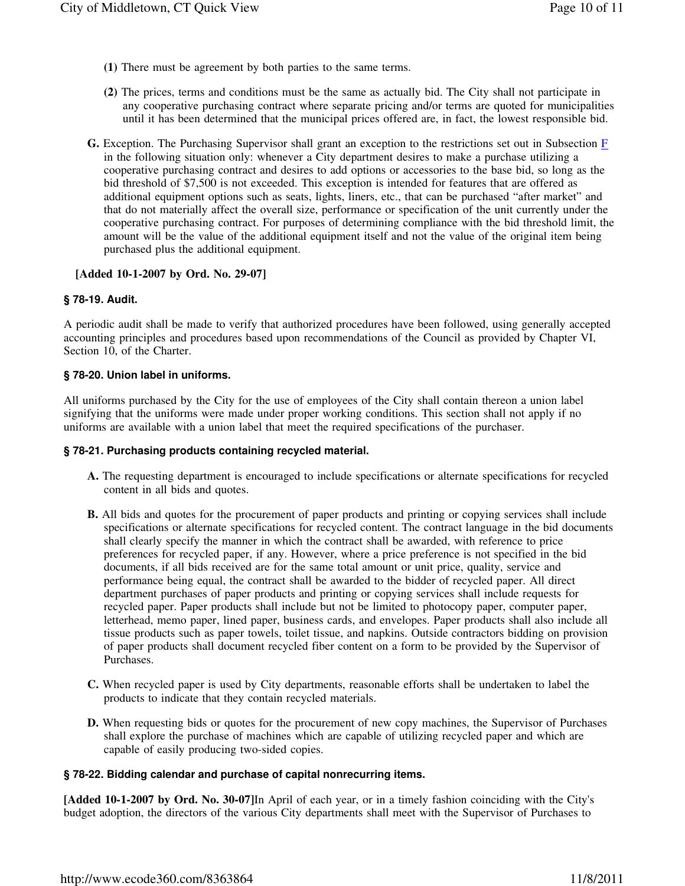(**1**) There must be agreement by both parties to the same terms.

(**2**) The prices, terms and conditions must be the same as actually bid. The City shall not participate in any cooperative purchasing contract where separate pricing and/or terms are quoted for municipalities until it has been determined that the municipal prices offered are, in fact, the lowest responsible bid.

**G.** Exception. The Purchasing Supervisor shall grant an exception to the restrictions set out in Subsection F in the following situation only: whenever a City department desires to make a purchase utilizing a cooperative purchasing contract and desires to add options or accessories to the base bid, so long as the bid threshold of $7,500 is not exceeded. This exception is intended for features that are offered as additional equipment options such as seats, lights, liners, etc., that can be purchased "after market" and that do not materially affect the overall size, performance or specification of the unit currently under the cooperative purchasing contract. For purposes of determining compliance with the bid threshold limit, the amount will be the value of the additional equipment itself and not the value of the original item being purchased plus the additional equipment.

**[Added 10-1-2007 by Ord. No. 29-07]**

### § 78-19. Audit.

A periodic audit shall be made to verify that authorized procedures have been followed, using generally accepted accounting principles and procedures based upon recommendations of the Council as provided by Chapter VI, Section 10, of the Charter.

### § 78-20. Union label in uniforms.

All uniforms purchased by the City for the use of employees of the City shall contain thereon a union label signifying that the uniforms were made under proper working conditions. This section shall not apply if no uniforms are available with a union label that meet the required specifications of the purchaser.

### § 78-21. Purchasing products containing recycled material.

**A.** The requesting department is encouraged to include specifications or alternate specifications for recycled content in all bids and quotes.

**B.** All bids and quotes for the procurement of paper products and printing or copying services shall include specifications or alternate specifications for recycled content. The contract language in the bid documents shall clearly specify the manner in which the contract shall be awarded, with reference to price preferences for recycled paper, if any. However, where a price preference is not specified in the bid documents, if all bids received are for the same total amount or unit price, quality, service and performance being equal, the contract shall be awarded to the bidder of recycled paper. All direct department purchases of paper products and printing or copying services shall include requests for recycled paper. Paper products shall include but not be limited to photocopy paper, computer paper, letterhead, memo paper, lined paper, business cards, and envelopes. Paper products shall also include all tissue products such as paper towels, toilet tissue, and napkins. Outside contractors bidding on provision of paper products shall document recycled fiber content on a form to be provided by the Supervisor of Purchases.

**C.** When recycled paper is used by City departments, reasonable efforts shall be undertaken to label the products to indicate that they contain recycled materials.

**D.** When requesting bids or quotes for the procurement of new copy machines, the Supervisor of Purchases shall explore the purchase of machines which are capable of utilizing recycled paper and which are capable of easily producing two-sided copies.

### § 78-22. Bidding calendar and purchase of capital nonrecurring items.

**[Added 10-1-2007 by Ord. No. 30-07]**In April of each year, or in a timely fashion coinciding with the City's budget adoption, the directors of the various City departments shall meet with the Supervisor of Purchases to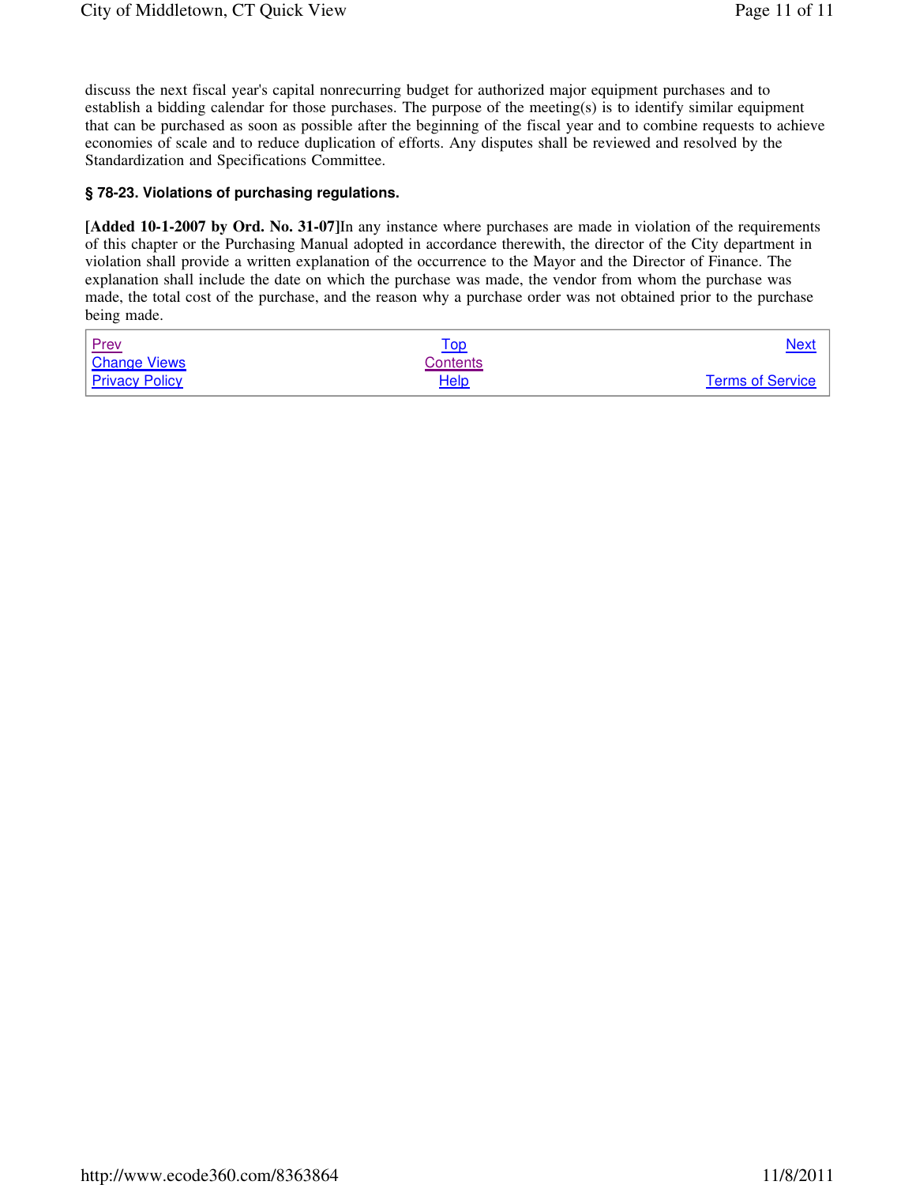discuss the next fiscal year's capital nonrecurring budget for authorized major equipment purchases and to establish a bidding calendar for those purchases. The purpose of the meeting(s) is to identify similar equipment that can be purchased as soon as possible after the beginning of the fiscal year and to combine requests to achieve economies of scale and to reduce duplication of efforts. Any disputes shall be reviewed and resolved by the Standardization and Specifications Committee.

### § 78-23. Violations of purchasing regulations.

**[Added 10-1-2007 by Ord. No. 31-07]**In any instance where purchases are made in violation of the requirements of this chapter or the Purchasing Manual adopted in accordance therewith, the director of the City department in violation shall provide a written explanation of the occurrence to the Mayor and the Director of Finance. The explanation shall include the date on which the purchase was made, the vendor from whom the purchase was made, the total cost of the purchase, and the reason why a purchase order was not obtained prior to the purchase being made.

| | | |
|---|---|---|
| Prev | Top | Next |
| Change Views | Contents | |
| Privacy Policy | Help | Terms of Service |